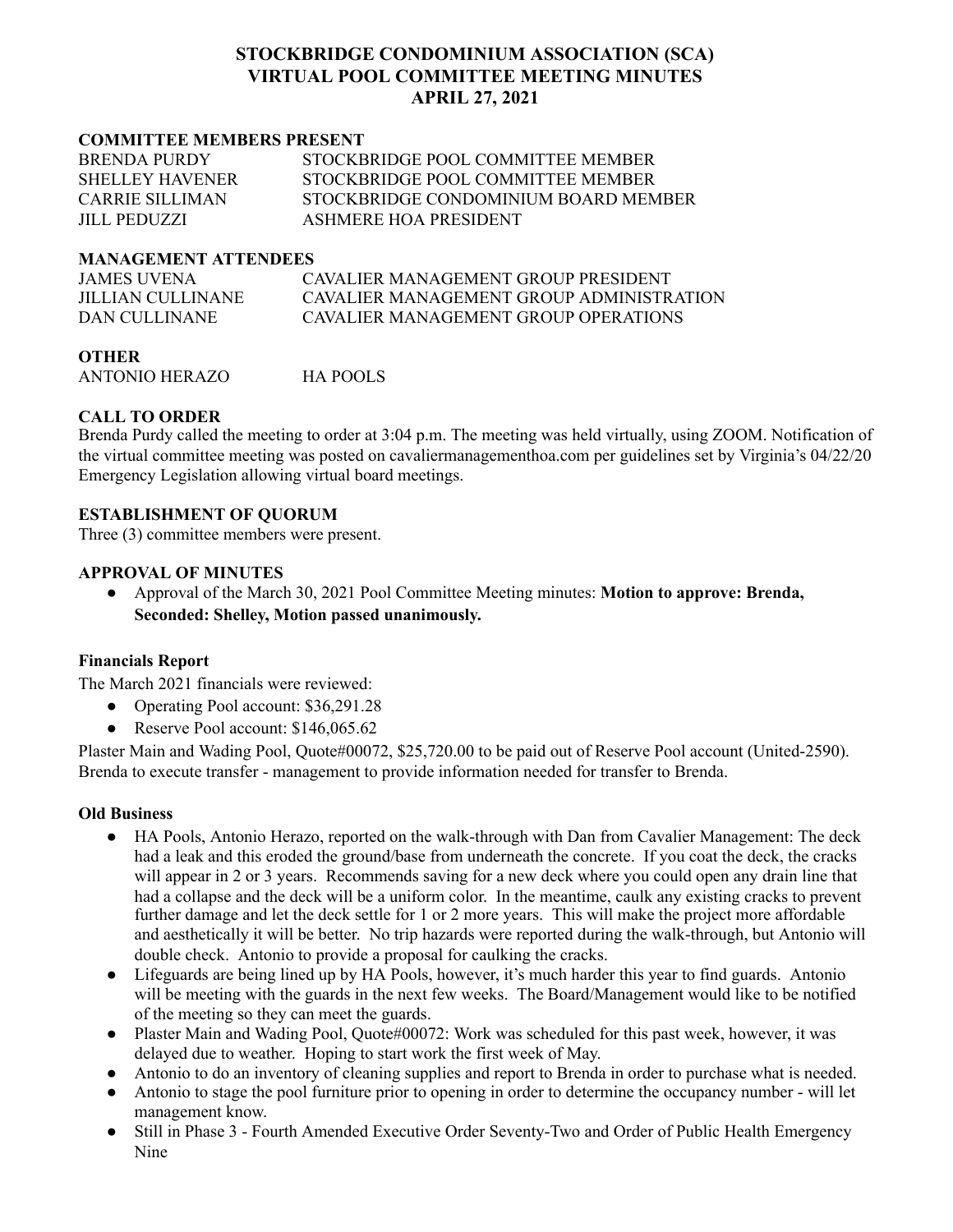# STOCKBRIDGE CONDOMINIUM ASSOCIATION (SCA)
# VIRTUAL POOL COMMITTEE MEETING MINUTES
# APRIL 27, 2021

## COMMITTEE MEMBERS PRESENT

| | |
|---|---|
| BRENDA PURDY | STOCKBRIDGE POOL COMMITTEE MEMBER |
| SHELLEY HAVENER | STOCKBRIDGE POOL COMMITTEE MEMBER |
| CARRIE SILLIMAN | STOCKBRIDGE CONDOMINIUM BOARD MEMBER |
| JILL PEDUZZI | ASHMERE HOA PRESIDENT |

## MANAGEMENT ATTENDEES

| | |
|---|---|
| JAMES UVENA | CAVALIER MANAGEMENT GROUP PRESIDENT |
| JILLIAN CULLINANE | CAVALIER MANAGEMENT GROUP ADMINISTRATION |
| DAN CULLINANE | CAVALIER MANAGEMENT GROUP OPERATIONS |

## OTHER

| | |
|---|---|
| ANTONIO HERAZO | HA POOLS |

## CALL TO ORDER

Brenda Purdy called the meeting to order at 3:04 p.m. The meeting was held virtually, using ZOOM. Notification of the virtual committee meeting was posted on cavaliermanagementhoa.com per guidelines set by Virginia's 04/22/20 Emergency Legislation allowing virtual board meetings.

## ESTABLISHMENT OF QUORUM

Three (3) committee members were present.

## APPROVAL OF MINUTES

- Approval of the March 30, 2021 Pool Committee Meeting minutes: **Motion to approve: Brenda, Seconded: Shelley, Motion passed unanimously.**

## Financials Report

The March 2021 financials were reviewed:

- Operating Pool account: $36,291.28
- Reserve Pool account: $146,065.62

Plaster Main and Wading Pool, Quote#00072, $25,720.00 to be paid out of Reserve Pool account (United-2590). Brenda to execute transfer - management to provide information needed for transfer to Brenda.

## Old Business

- HA Pools, Antonio Herazo, reported on the walk-through with Dan from Cavalier Management: The deck had a leak and this eroded the ground/base from underneath the concrete. If you coat the deck, the cracks will appear in 2 or 3 years. Recommends saving for a new deck where you could open any drain line that had a collapse and the deck will be a uniform color. In the meantime, caulk any existing cracks to prevent further damage and let the deck settle for 1 or 2 more years. This will make the project more affordable and aesthetically it will be better. No trip hazards were reported during the walk-through, but Antonio will double check. Antonio to provide a proposal for caulking the cracks.
- Lifeguards are being lined up by HA Pools, however, it's much harder this year to find guards. Antonio will be meeting with the guards in the next few weeks. The Board/Management would like to be notified of the meeting so they can meet the guards.
- Plaster Main and Wading Pool, Quote#00072: Work was scheduled for this past week, however, it was delayed due to weather. Hoping to start work the first week of May.
- Antonio to do an inventory of cleaning supplies and report to Brenda in order to purchase what is needed.
- Antonio to stage the pool furniture prior to opening in order to determine the occupancy number - will let management know.
- Still in Phase 3 - Fourth Amended Executive Order Seventy-Two and Order of Public Health Emergency Nine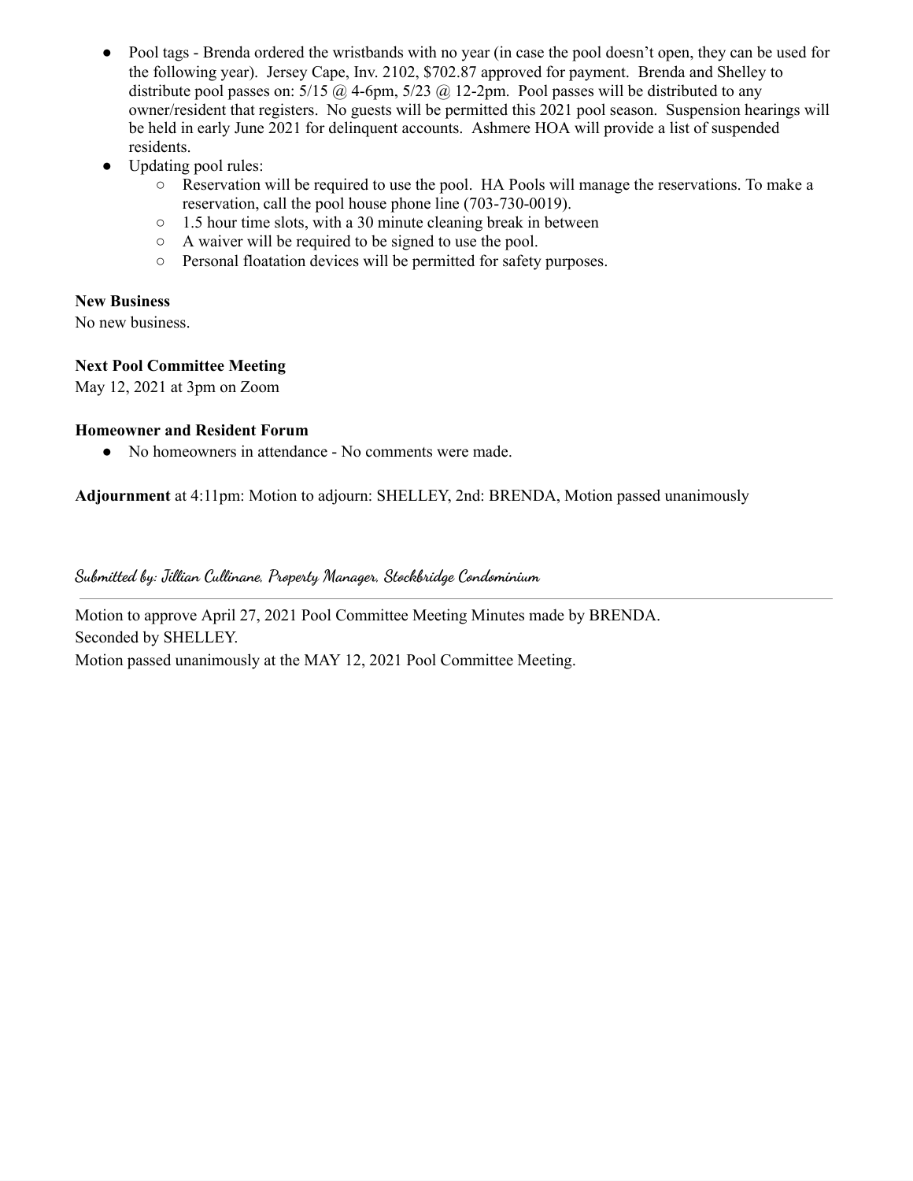- Pool tags - Brenda ordered the wristbands with no year (in case the pool doesn't open, they can be used for the following year). Jersey Cape, Inv. 2102, $702.87 approved for payment. Brenda and Shelley to distribute pool passes on: 5/15 @ 4-6pm, 5/23 @ 12-2pm. Pool passes will be distributed to any owner/resident that registers. No guests will be permitted this 2021 pool season. Suspension hearings will be held in early June 2021 for delinquent accounts. Ashmere HOA will provide a list of suspended residents.
- Updating pool rules:
  - Reservation will be required to use the pool. HA Pools will manage the reservations. To make a reservation, call the pool house phone line (703-730-0019).
  - 1.5 hour time slots, with a 30 minute cleaning break in between
  - A waiver will be required to be signed to use the pool.
  - Personal floatation devices will be permitted for safety purposes.

**New Business**
No new business.

**Next Pool Committee Meeting**
May 12, 2021 at 3pm on Zoom

**Homeowner and Resident Forum**

- No homeowners in attendance - No comments were made.

**Adjournment** at 4:11pm: Motion to adjourn: SHELLEY, 2nd: BRENDA, Motion passed unanimously

*Submitted by: Jillian Cullinane, Property Manager, Stockbridge Condominium*

---

Motion to approve April 27, 2021 Pool Committee Meeting Minutes made by BRENDA.
Seconded by SHELLEY.
Motion passed unanimously at the MAY 12, 2021 Pool Committee Meeting.